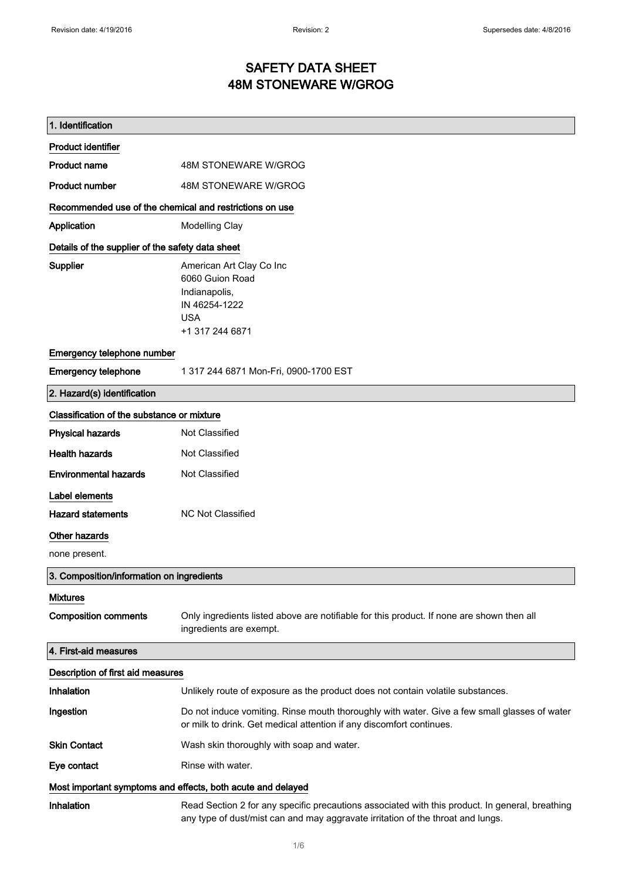# SAFETY DATA SHEET
# 48M STONEWARE W/GROG

## 1. Identification

### Product identifier

**Product name** 48M STONEWARE W/GROG

**Product number** 48M STONEWARE W/GROG

### Recommended use of the chemical and restrictions on use

**Application** Modelling Clay

### Details of the supplier of the safety data sheet

**Supplier** American Art Clay Co Inc
6060 Guion Road
Indianapolis,
IN 46254-1222
USA
+1 317 244 6871

### Emergency telephone number

**Emergency telephone** 1 317 244 6871 Mon-Fri, 0900-1700 EST

## 2. Hazard(s) identification

### Classification of the substance or mixture

**Physical hazards** Not Classified

**Health hazards** Not Classified

**Environmental hazards** Not Classified

### Label elements

**Hazard statements** NC Not Classified

### Other hazards

none present.

## 3. Composition/information on ingredients

### Mixtures

**Composition comments** Only ingredients listed above are notifiable for this product. If none are shown then all ingredients are exempt.

## 4. First-aid measures

### Description of first aid measures

**Inhalation** Unlikely route of exposure as the product does not contain volatile substances.

**Ingestion** Do not induce vomiting. Rinse mouth thoroughly with water. Give a few small glasses of water or milk to drink. Get medical attention if any discomfort continues.

**Skin Contact** Wash skin thoroughly with soap and water.

**Eye contact** Rinse with water.

### Most important symptoms and effects, both acute and delayed

**Inhalation** Read Section 2 for any specific precautions associated with this product. In general, breathing any type of dust/mist can and may aggravate irritation of the throat and lungs.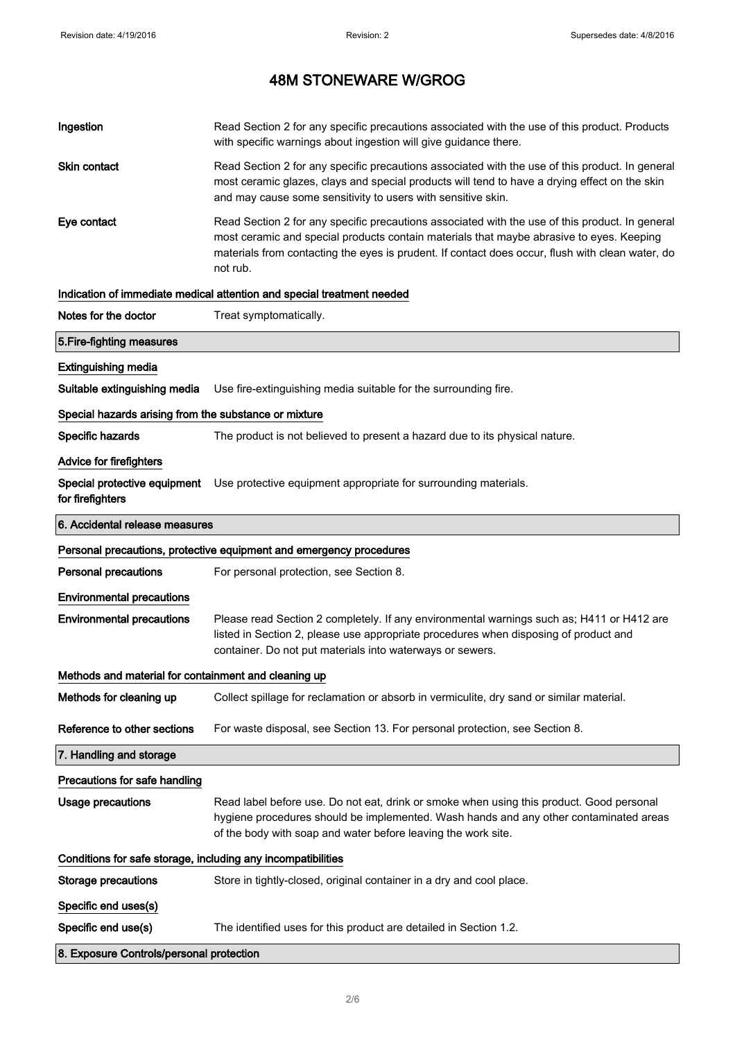# 48M STONEWARE W/GROG

| | |
|---|---|
| **Ingestion** | Read Section 2 for any specific precautions associated with the use of this product. Products with specific warnings about ingestion will give guidance there. |
| **Skin contact** | Read Section 2 for any specific precautions associated with the use of this product. In general most ceramic glazes, clays and special products will tend to have a drying effect on the skin and may cause some sensitivity to users with sensitive skin. |
| **Eye contact** | Read Section 2 for any specific precautions associated with the use of this product. In general most ceramic and special products contain materials that maybe abrasive to eyes. Keeping materials from contacting the eyes is prudent. If contact does occur, flush with clean water, do not rub. |

**Indication of immediate medical attention and special treatment needed**

| | |
|---|---|
| **Notes for the doctor** | Treat symptomatically. |

## 5.Fire-fighting measures

**Extinguishing media**

| | |
|---|---|
| **Suitable extinguishing media** | Use fire-extinguishing media suitable for the surrounding fire. |

**Special hazards arising from the substance or mixture**

| | |
|---|---|
| **Specific hazards** | The product is not believed to present a hazard due to its physical nature. |

**Advice for firefighters**

| | |
|---|---|
| **Special protective equipment for firefighters** | Use protective equipment appropriate for surrounding materials. |

## 6. Accidental release measures

**Personal precautions, protective equipment and emergency procedures**

| | |
|---|---|
| **Personal precautions** | For personal protection, see Section 8. |

**Environmental precautions**

| | |
|---|---|
| **Environmental precautions** | Please read Section 2 completely. If any environmental warnings such as; H411 or H412 are listed in Section 2, please use appropriate procedures when disposing of product and container. Do not put materials into waterways or sewers. |

**Methods and material for containment and cleaning up**

| | |
|---|---|
| **Methods for cleaning up** | Collect spillage for reclamation or absorb in vermiculite, dry sand or similar material. |
| **Reference to other sections** | For waste disposal, see Section 13. For personal protection, see Section 8. |

## 7. Handling and storage

**Precautions for safe handling**

| | |
|---|---|
| **Usage precautions** | Read label before use. Do not eat, drink or smoke when using this product. Good personal hygiene procedures should be implemented. Wash hands and any other contaminated areas of the body with soap and water before leaving the work site. |

**Conditions for safe storage, including any incompatibilities**

| | |
|---|---|
| **Storage precautions** | Store in tightly-closed, original container in a dry and cool place. |

**Specific end uses(s)**

| | |
|---|---|
| **Specific end use(s)** | The identified uses for this product are detailed in Section 1.2. |

## 8. Exposure Controls/personal protection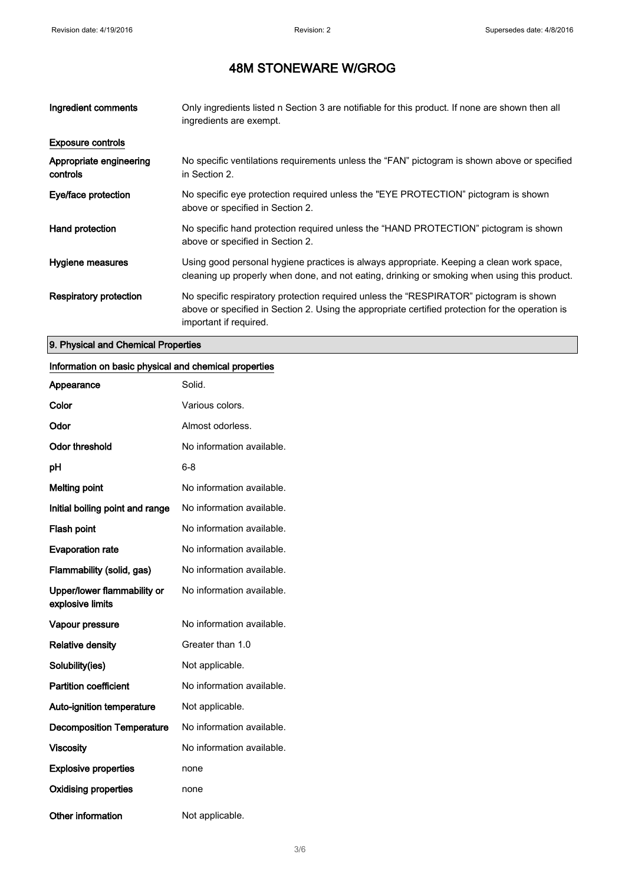# 48M STONEWARE W/GROG

| | |
|---|---|
| **Ingredient comments** | Only ingredients listed n Section 3 are notifiable for this product. If none are shown then all ingredients are exempt. |

**Exposure controls**

| | |
|---|---|
| **Appropriate engineering controls** | No specific ventilations requirements unless the "FAN" pictogram is shown above or specified in Section 2. |
| **Eye/face protection** | No specific eye protection required unless the "EYE PROTECTION" pictogram is shown above or specified in Section 2. |
| **Hand protection** | No specific hand protection required unless the "HAND PROTECTION" pictogram is shown above or specified in Section 2. |
| **Hygiene measures** | Using good personal hygiene practices is always appropriate. Keeping a clean work space, cleaning up properly when done, and not eating, drinking or smoking when using this product. |
| **Respiratory protection** | No specific respiratory protection required unless the "RESPIRATOR" pictogram is shown above or specified in Section 2. Using the appropriate certified protection for the operation is important if required. |

## 9. Physical and Chemical Properties

**Information on basic physical and chemical properties**

| | |
|---|---|
| **Appearance** | Solid. |
| **Color** | Various colors. |
| **Odor** | Almost odorless. |
| **Odor threshold** | No information available. |
| **pH** | 6-8 |
| **Melting point** | No information available. |
| **Initial boiling point and range** | No information available. |
| **Flash point** | No information available. |
| **Evaporation rate** | No information available. |
| **Flammability (solid, gas)** | No information available. |
| **Upper/lower flammability or explosive limits** | No information available. |
| **Vapour pressure** | No information available. |
| **Relative density** | Greater than 1.0 |
| **Solubility(ies)** | Not applicable. |
| **Partition coefficient** | No information available. |
| **Auto-ignition temperature** | Not applicable. |
| **Decomposition Temperature** | No information available. |
| **Viscosity** | No information available. |
| **Explosive properties** | none |
| **Oxidising properties** | none |
| **Other information** | Not applicable. |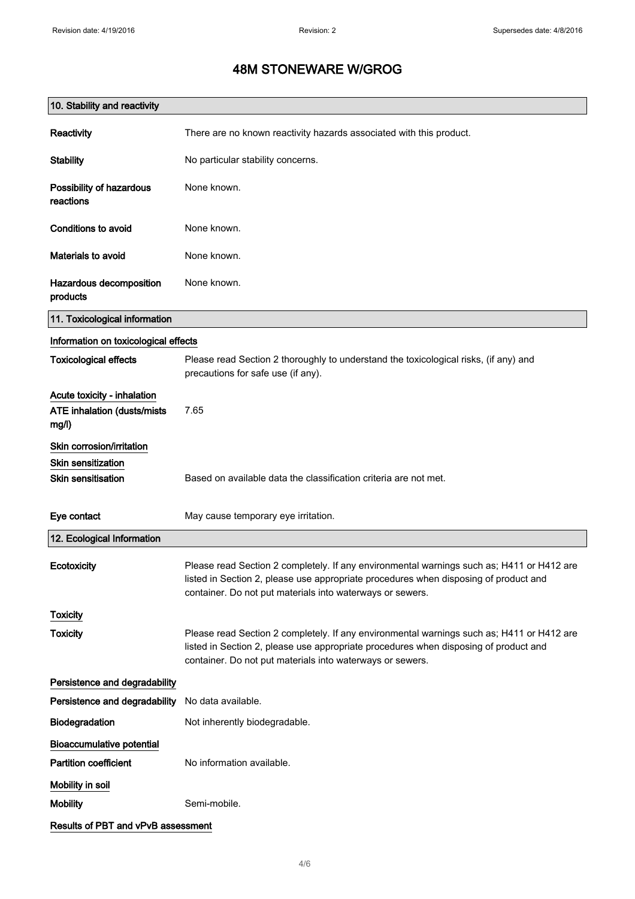# 48M STONEWARE W/GROG

## 10. Stability and reactivity

| | |
|---|---|
| **Reactivity** | There are no known reactivity hazards associated with this product. |
| **Stability** | No particular stability concerns. |
| **Possibility of hazardous reactions** | None known. |
| **Conditions to avoid** | None known. |
| **Materials to avoid** | None known. |
| **Hazardous decomposition products** | None known. |

## 11. Toxicological information

**Information on toxicological effects**

| | |
|---|---|
| **Toxicological effects** | Please read Section 2 thoroughly to understand the toxicological risks, (if any) and precautions for safe use (if any). |

**Acute toxicity - inhalation**

| | |
|---|---|
| **ATE inhalation (dusts/mists mg/l)** | 7.65 |

**Skin corrosion/irritation**

**Skin sensitization**

| | |
|---|---|
| **Skin sensitisation** | Based on available data the classification criteria are not met. |
| **Eye contact** | May cause temporary eye irritation. |

## 12. Ecological Information

| | |
|---|---|
| **Ecotoxicity** | Please read Section 2 completely. If any environmental warnings such as; H411 or H412 are listed in Section 2, please use appropriate procedures when disposing of product and container. Do not put materials into waterways or sewers. |

**Toxicity**

| | |
|---|---|
| **Toxicity** | Please read Section 2 completely. If any environmental warnings such as; H411 or H412 are listed in Section 2, please use appropriate procedures when disposing of product and container. Do not put materials into waterways or sewers. |

**Persistence and degradability**

| | |
|---|---|
| **Persistence and degradability** | No data available. |
| **Biodegradation** | Not inherently biodegradable. |

**Bioaccumulative potential**

| | |
|---|---|
| **Partition coefficient** | No information available. |

**Mobility in soil**

| | |
|---|---|
| **Mobility** | Semi-mobile. |

**Results of PBT and vPvB assessment**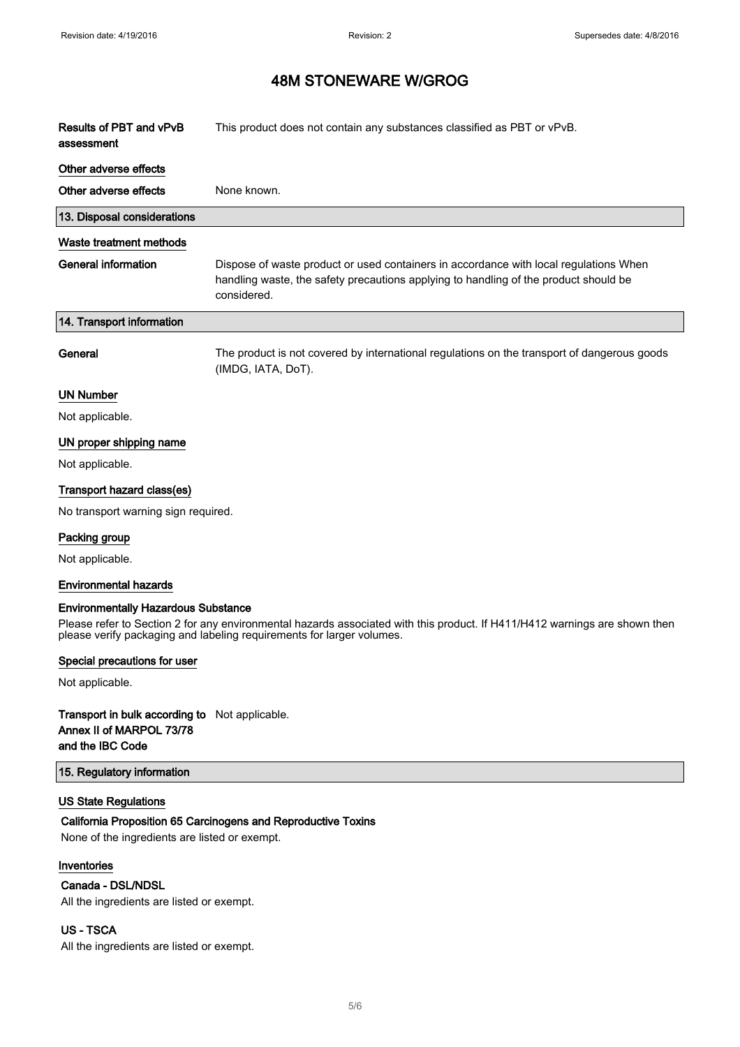# 48M STONEWARE W/GROG

| | |
|---|---|
| **Results of PBT and vPvB assessment** | This product does not contain any substances classified as PBT or vPvB. |

### Other adverse effects

| | |
|---|---|
| **Other adverse effects** | None known. |

## 13. Disposal considerations

### Waste treatment methods

| | |
|---|---|
| **General information** | Dispose of waste product or used containers in accordance with local regulations When handling waste, the safety precautions applying to handling of the product should be considered. |

## 14. Transport information

| | |
|---|---|
| **General** | The product is not covered by international regulations on the transport of dangerous goods (IMDG, IATA, DoT). |

### UN Number

Not applicable.

### UN proper shipping name

Not applicable.

### Transport hazard class(es)

No transport warning sign required.

### Packing group

Not applicable.

### Environmental hazards

**Environmentally Hazardous Substance**

Please refer to Section 2 for any environmental hazards associated with this product. If H411/H412 warnings are shown then please verify packaging and labeling requirements for larger volumes.

### Special precautions for user

Not applicable.

| | |
|---|---|
| **Transport in bulk according to Annex II of MARPOL 73/78 and the IBC Code** | Not applicable. |

## 15. Regulatory information

### US State Regulations

**California Proposition 65 Carcinogens and Reproductive Toxins**

None of the ingredients are listed or exempt.

### Inventories

**Canada - DSL/NDSL**

All the ingredients are listed or exempt.

**US - TSCA**

All the ingredients are listed or exempt.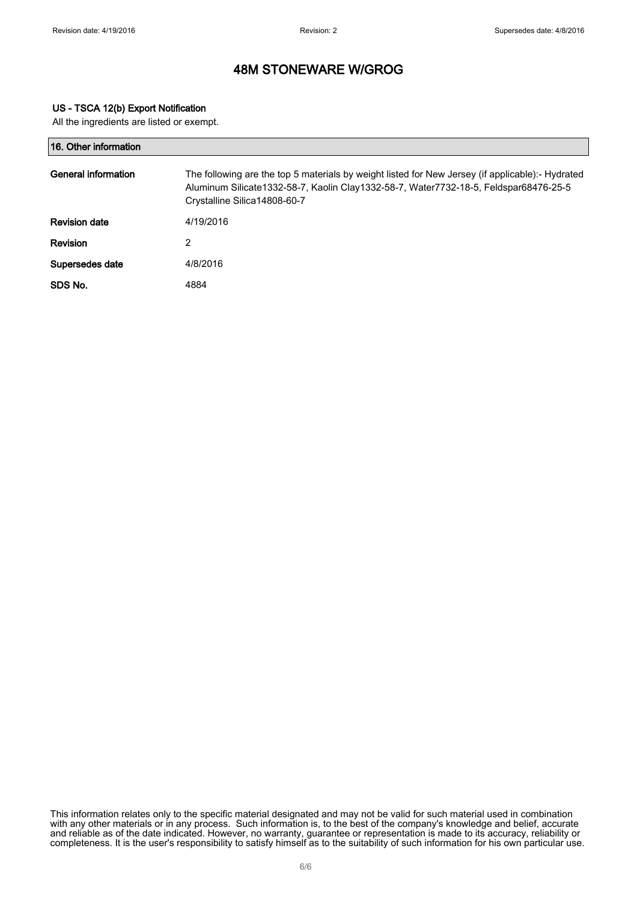# 48M STONEWARE W/GROG

### US - TSCA 12(b) Export Notification

All the ingredients are listed or exempt.

## 16. Other information

| | |
|---|---|
| **General information** | The following are the top 5 materials by weight listed for New Jersey (if applicable):- Hydrated Aluminum Silicate1332-58-7, Kaolin Clay1332-58-7, Water7732-18-5, Feldspar68476-25-5 Crystalline Silica14808-60-7 |
| **Revision date** | 4/19/2016 |
| **Revision** | 2 |
| **Supersedes date** | 4/8/2016 |
| **SDS No.** | 4884 |

This information relates only to the specific material designated and may not be valid for such material used in combination with any other materials or in any process. Such information is, to the best of the company's knowledge and belief, accurate and reliable as of the date indicated. However, no warranty, guarantee or representation is made to its accuracy, reliability or completeness. It is the user's responsibility to satisfy himself as to the suitability of such information for his own particular use.